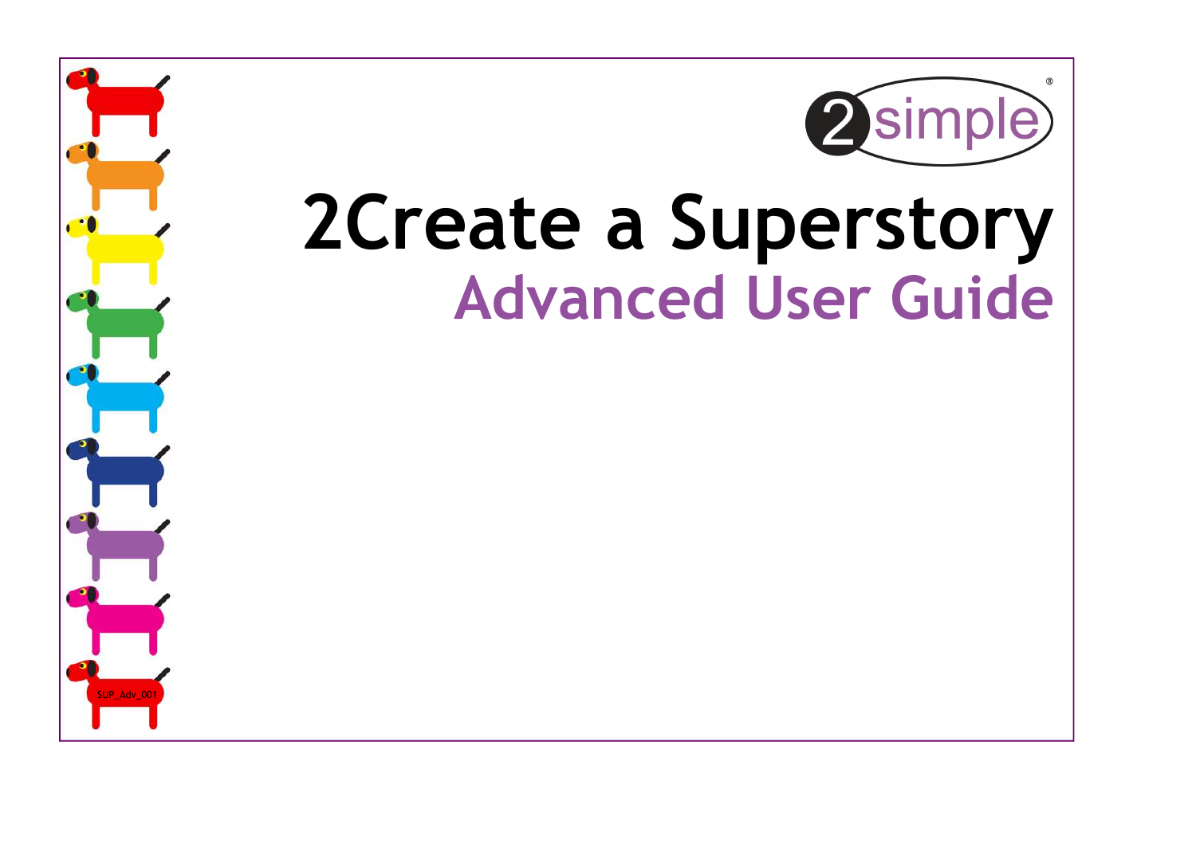2simple®

# 2Create a Superstory

## Advanced User Guide

SUP_Adv_001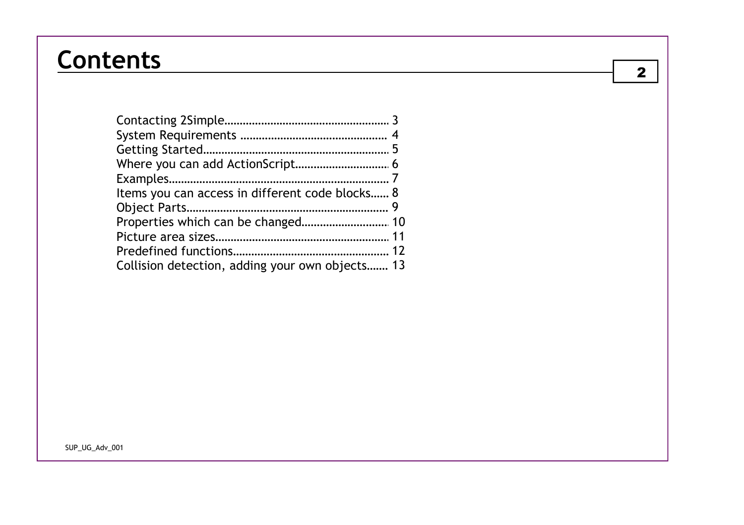# Contents

Contacting 2Simple........................................................ 3
System Requirements ................................................ 4
Getting Started.............................................................. 5
Where you can add ActionScript................................ 6
Examples........................................................................ 7
Items you can access in different code blocks...... 8
Object Parts................................................................... 9
Properties which can be changed............................ 10
Picture area sizes........................................................ 11
Predefined functions.................................................. 12
Collision detection, adding your own objects....... 13

SUP_UG_Adv_001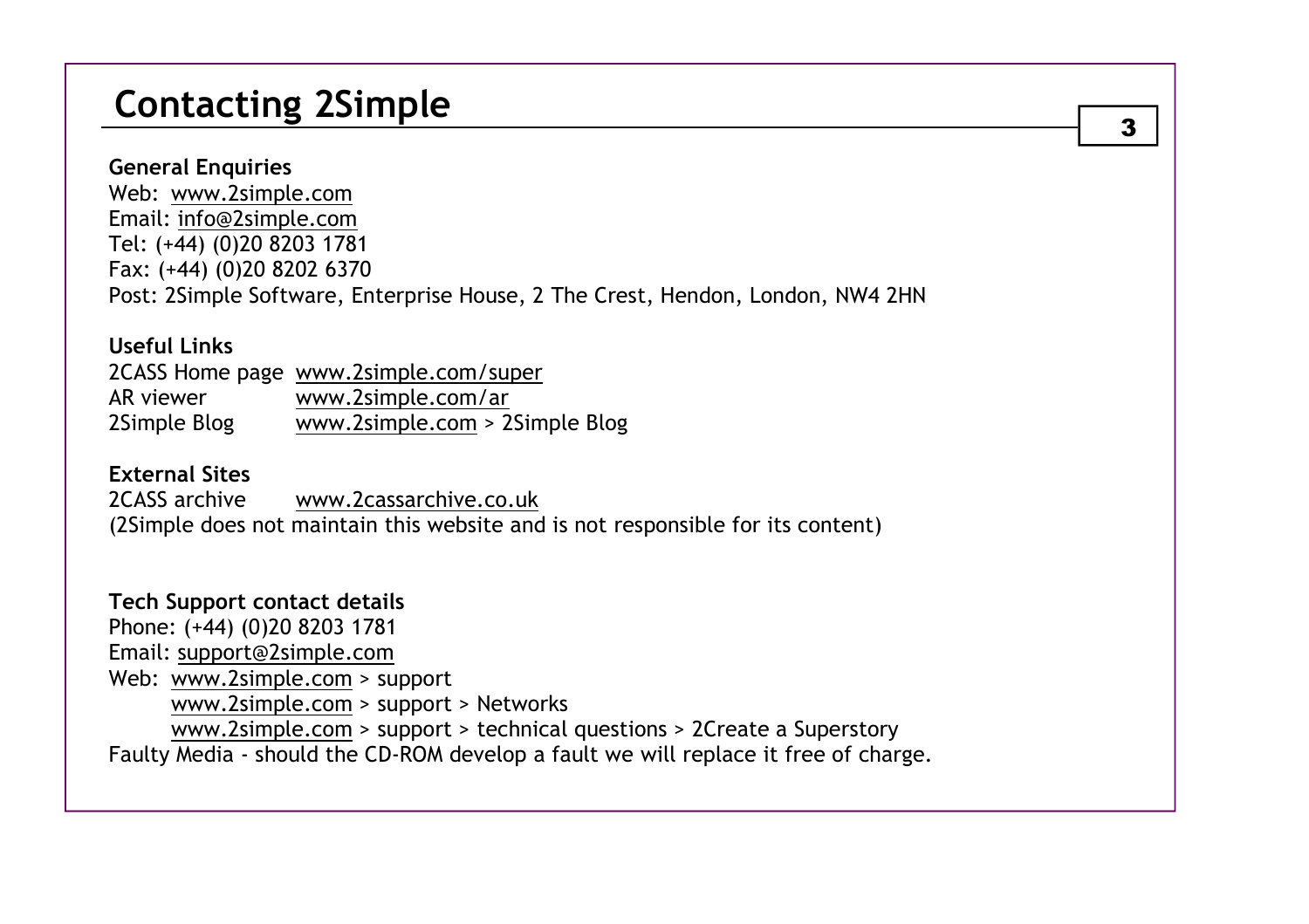# Contacting 2Simple

**General Enquiries**
Web: www.2simple.com
Email: info@2simple.com
Tel: (+44) (0)20 8203 1781
Fax: (+44) (0)20 8202 6370
Post: 2Simple Software, Enterprise House, 2 The Crest, Hendon, London, NW4 2HN

**Useful Links**

| | |
|---|---|
| 2CASS Home page | www.2simple.com/super |
| AR viewer | www.2simple.com/ar |
| 2Simple Blog | www.2simple.com > 2Simple Blog |

**External Sites**
2CASS archive www.2cassarchive.co.uk
(2Simple does not maintain this website and is not responsible for its content)

**Tech Support contact details**
Phone: (+44) (0)20 8203 1781
Email: support@2simple.com
Web: www.2simple.com > support
www.2simple.com > support > Networks
www.2simple.com > support > technical questions > 2Create a Superstory
Faulty Media - should the CD-ROM develop a fault we will replace it free of charge.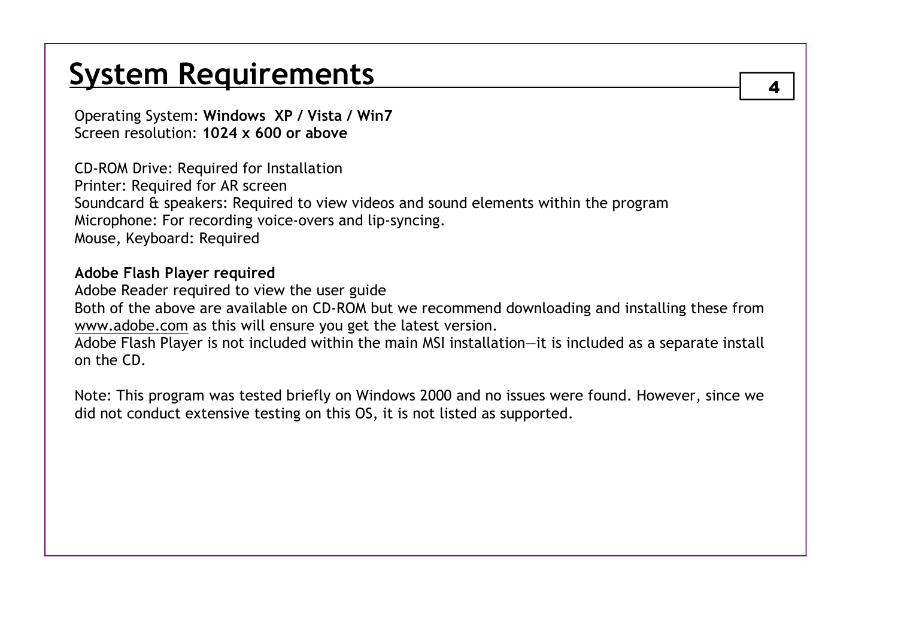# System Requirements

Operating System: **Windows XP / Vista / Win7**
Screen resolution: **1024 x 600 or above**

CD-ROM Drive: Required for Installation
Printer: Required for AR screen
Soundcard & speakers: Required to view videos and sound elements within the program
Microphone: For recording voice-overs and lip-syncing.
Mouse, Keyboard: Required

**Adobe Flash Player required**
Adobe Reader required to view the user guide
Both of the above are available on CD-ROM but we recommend downloading and installing these from www.adobe.com as this will ensure you get the latest version.
Adobe Flash Player is not included within the main MSI installation—it is included as a separate install on the CD.

Note: This program was tested briefly on Windows 2000 and no issues were found. However, since we did not conduct extensive testing on this OS, it is not listed as supported.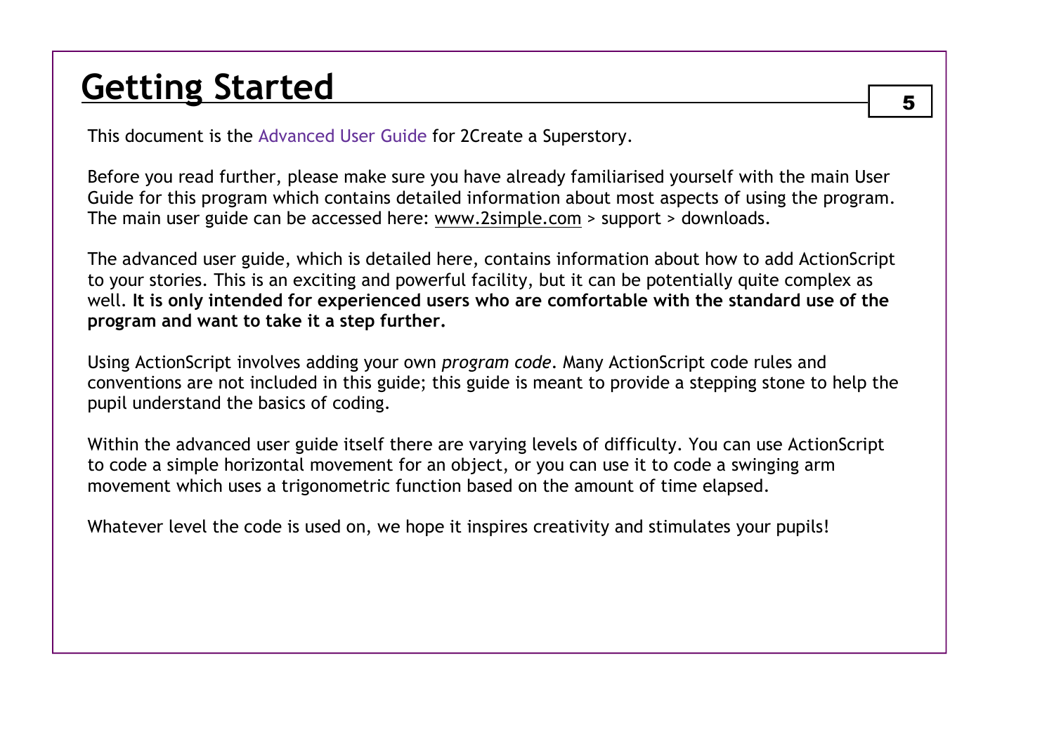# Getting Started

This document is the Advanced User Guide for 2Create a Superstory.

Before you read further, please make sure you have already familiarised yourself with the main User Guide for this program which contains detailed information about most aspects of using the program. The main user guide can be accessed here: www.2simple.com > support > downloads.

The advanced user guide, which is detailed here, contains information about how to add ActionScript to your stories. This is an exciting and powerful facility, but it can be potentially quite complex as well. **It is only intended for experienced users who are comfortable with the standard use of the program and want to take it a step further.**

Using ActionScript involves adding your own *program code*. Many ActionScript code rules and conventions are not included in this guide; this guide is meant to provide a stepping stone to help the pupil understand the basics of coding.

Within the advanced user guide itself there are varying levels of difficulty. You can use ActionScript to code a simple horizontal movement for an object, or you can use it to code a swinging arm movement which uses a trigonometric function based on the amount of time elapsed.

Whatever level the code is used on, we hope it inspires creativity and stimulates your pupils!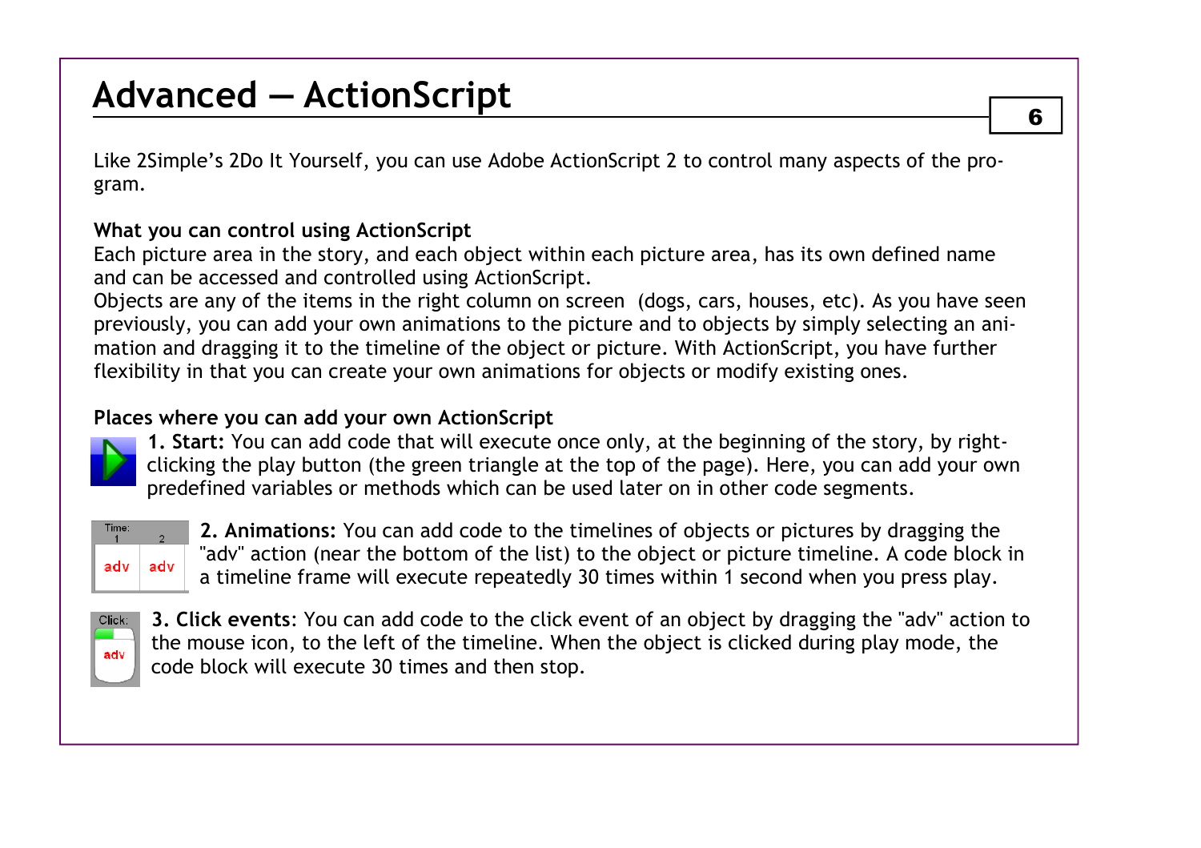# Advanced — ActionScript

Like 2Simple's 2Do It Yourself, you can use Adobe ActionScript 2 to control many aspects of the program.

### What you can control using ActionScript

Each picture area in the story, and each object within each picture area, has its own defined name and can be accessed and controlled using ActionScript.

Objects are any of the items in the right column on screen (dogs, cars, houses, etc). As you have seen previously, you can add your own animations to the picture and to objects by simply selecting an animation and dragging it to the timeline of the object or picture. With ActionScript, you have further flexibility in that you can create your own animations for objects or modify existing ones.

### Places where you can add your own ActionScript

**1. Start:** You can add code that will execute once only, at the beginning of the story, by right-clicking the play button (the green triangle at the top of the page). Here, you can add your own predefined variables or methods which can be used later on in other code segments.

**2. Animations:** You can add code to the timelines of objects or pictures by dragging the "adv" action (near the bottom of the list) to the object or picture timeline. A code block in a timeline frame will execute repeatedly 30 times within 1 second when you press play.

**3. Click events**: You can add code to the click event of an object by dragging the "adv" action to the mouse icon, to the left of the timeline. When the object is clicked during play mode, the code block will execute 30 times and then stop.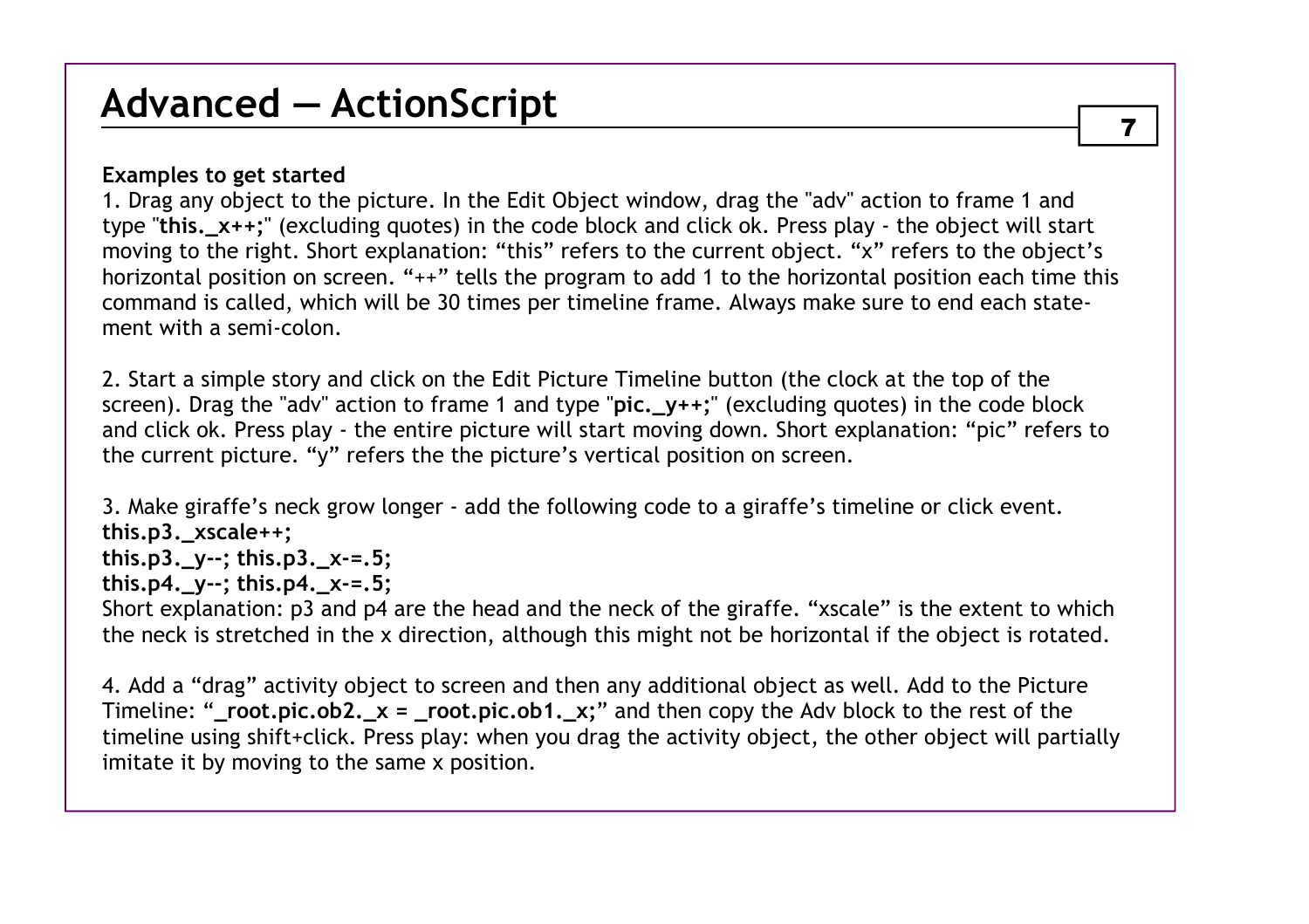# Advanced — ActionScript

**Examples to get started**

1. Drag any object to the picture. In the Edit Object window, drag the "adv" action to frame 1 and type "**this._x++;**" (excluding quotes) in the code block and click ok. Press play - the object will start moving to the right. Short explanation: "this" refers to the current object. "x" refers to the object's horizontal position on screen. "++" tells the program to add 1 to the horizontal position each time this command is called, which will be 30 times per timeline frame. Always make sure to end each statement with a semi-colon.

2. Start a simple story and click on the Edit Picture Timeline button (the clock at the top of the screen). Drag the "adv" action to frame 1 and type "**pic._y++;**" (excluding quotes) in the code block and click ok. Press play - the entire picture will start moving down. Short explanation: "pic" refers to the current picture. "y" refers the the picture's vertical position on screen.

3. Make giraffe's neck grow longer - add the following code to a giraffe's timeline or click event.

```
this.p3._xscale++;
this.p3._y--; this.p3._x-=.5;
this.p4._y--; this.p4._x-=.5;
```

Short explanation: p3 and p4 are the head and the neck of the giraffe. "xscale" is the extent to which the neck is stretched in the x direction, although this might not be horizontal if the object is rotated.

4. Add a "drag" activity object to screen and then any additional object as well. Add to the Picture Timeline: "**_root.pic.ob2._x = _root.pic.ob1._x;**" and then copy the Adv block to the rest of the timeline using shift+click. Press play: when you drag the activity object, the other object will partially imitate it by moving to the same x position.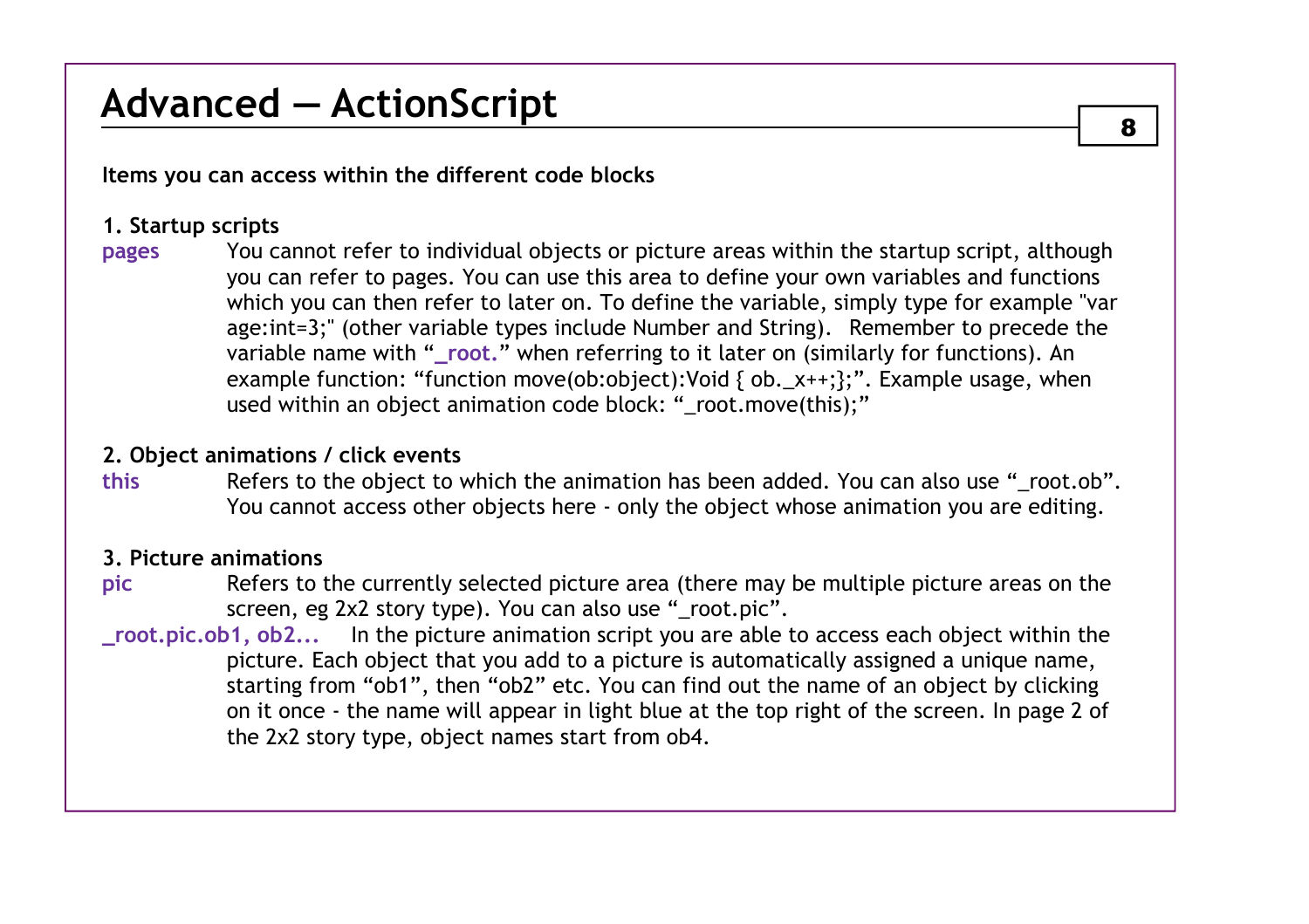# Advanced — ActionScript

**Items you can access within the different code blocks**

**1. Startup scripts**

**pages** You cannot refer to individual objects or picture areas within the startup script, although you can refer to pages. You can use this area to define your own variables and functions which you can then refer to later on. To define the variable, simply type for example "var age:int=3;" (other variable types include Number and String). Remember to precede the variable name with "**_root.**" when referring to it later on (similarly for functions). An example function: "function move(ob:object):Void { ob._x++;};". Example usage, when used within an object animation code block: "_root.move(this);"

**2. Object animations / click events**

**this** Refers to the object to which the animation has been added. You can also use "_root.ob". You cannot access other objects here - only the object whose animation you are editing.

**3. Picture animations**

**pic** Refers to the currently selected picture area (there may be multiple picture areas on the screen, eg 2x2 story type). You can also use "_root.pic".

**_root.pic.ob1, ob2...** In the picture animation script you are able to access each object within the picture. Each object that you add to a picture is automatically assigned a unique name, starting from "ob1", then "ob2" etc. You can find out the name of an object by clicking on it once - the name will appear in light blue at the top right of the screen. In page 2 of the 2x2 story type, object names start from ob4.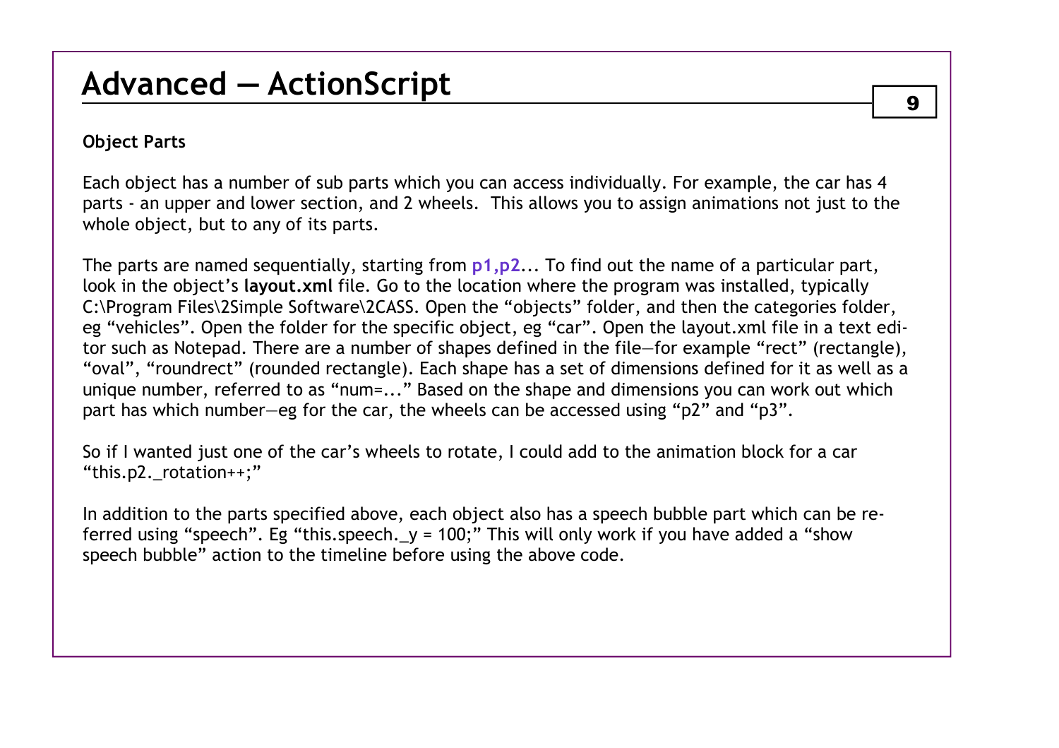# Advanced — ActionScript

**Object Parts**

Each object has a number of sub parts which you can access individually. For example, the car has 4 parts - an upper and lower section, and 2 wheels. This allows you to assign animations not just to the whole object, but to any of its parts.

The parts are named sequentially, starting from **p1,p2**... To find out the name of a particular part, look in the object's **layout.xml** file. Go to the location where the program was installed, typically C:\Program Files\2Simple Software\2CASS. Open the "objects" folder, and then the categories folder, eg "vehicles". Open the folder for the specific object, eg "car". Open the layout.xml file in a text editor such as Notepad. There are a number of shapes defined in the file—for example "rect" (rectangle), "oval", "roundrect" (rounded rectangle). Each shape has a set of dimensions defined for it as well as a unique number, referred to as "num=..." Based on the shape and dimensions you can work out which part has which number—eg for the car, the wheels can be accessed using "p2" and "p3".

So if I wanted just one of the car's wheels to rotate, I could add to the animation block for a car "this.p2._rotation++;"

In addition to the parts specified above, each object also has a speech bubble part which can be referred using "speech". Eg "this.speech._y = 100;" This will only work if you have added a "show speech bubble" action to the timeline before using the above code.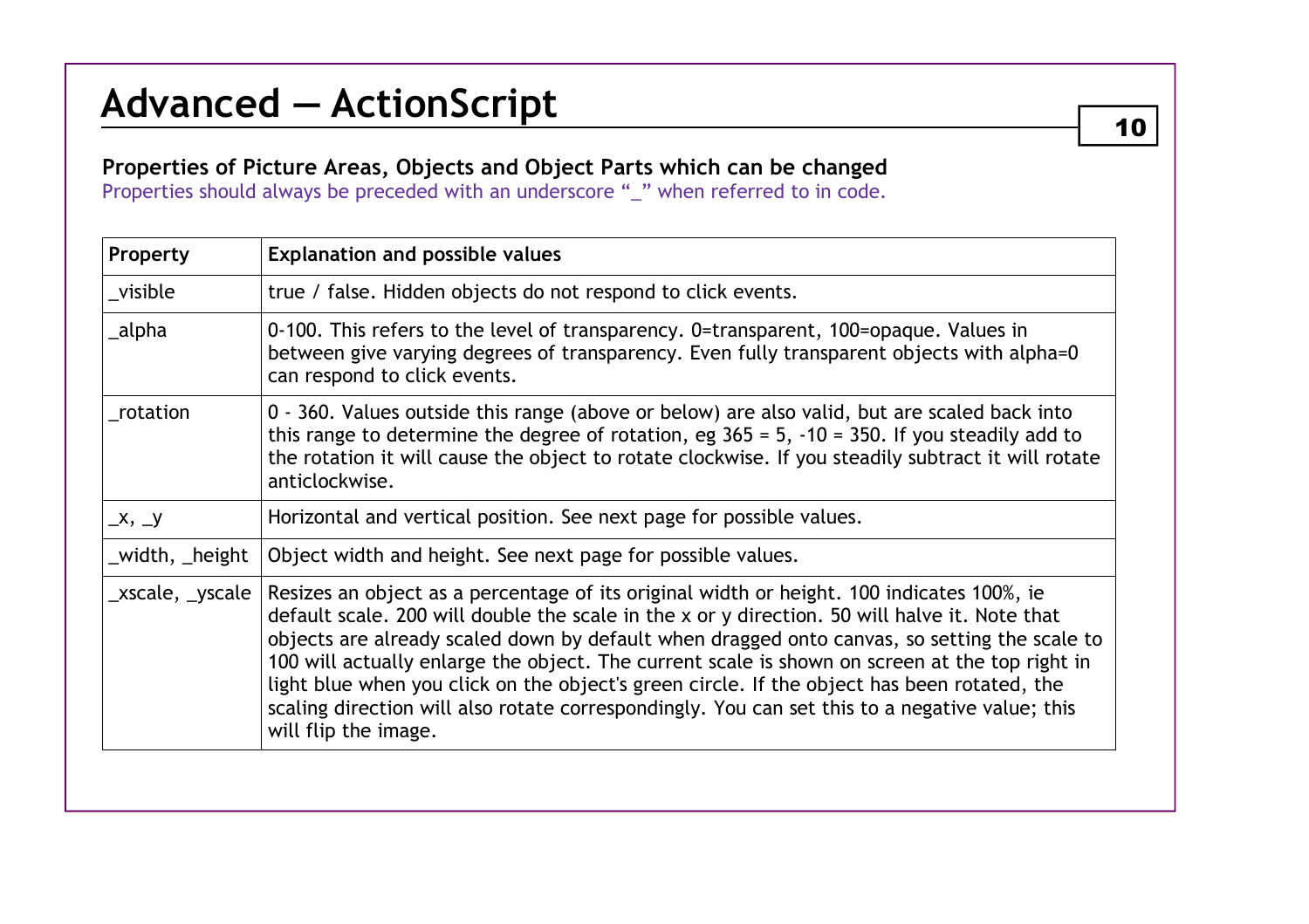# Advanced — ActionScript

**Properties of Picture Areas, Objects and Object Parts which can be changed**

Properties should always be preceded with an underscore "_" when referred to in code.

| Property | Explanation and possible values |
|---|---|
| _visible | true / false. Hidden objects do not respond to click events. |
| _alpha | 0-100. This refers to the level of transparency. 0=transparent, 100=opaque. Values in between give varying degrees of transparency. Even fully transparent objects with alpha=0 can respond to click events. |
| _rotation | 0 - 360. Values outside this range (above or below) are also valid, but are scaled back into this range to determine the degree of rotation, eg 365 = 5, -10 = 350. If you steadily add to the rotation it will cause the object to rotate clockwise. If you steadily subtract it will rotate anticlockwise. |
| _x, _y | Horizontal and vertical position. See next page for possible values. |
| _width, _height | Object width and height. See next page for possible values. |
| _xscale, _yscale | Resizes an object as a percentage of its original width or height. 100 indicates 100%, ie default scale. 200 will double the scale in the x or y direction. 50 will halve it. Note that objects are already scaled down by default when dragged onto canvas, so setting the scale to 100 will actually enlarge the object. The current scale is shown on screen at the top right in light blue when you click on the object's green circle. If the object has been rotated, the scaling direction will also rotate correspondingly. You can set this to a negative value; this will flip the image. |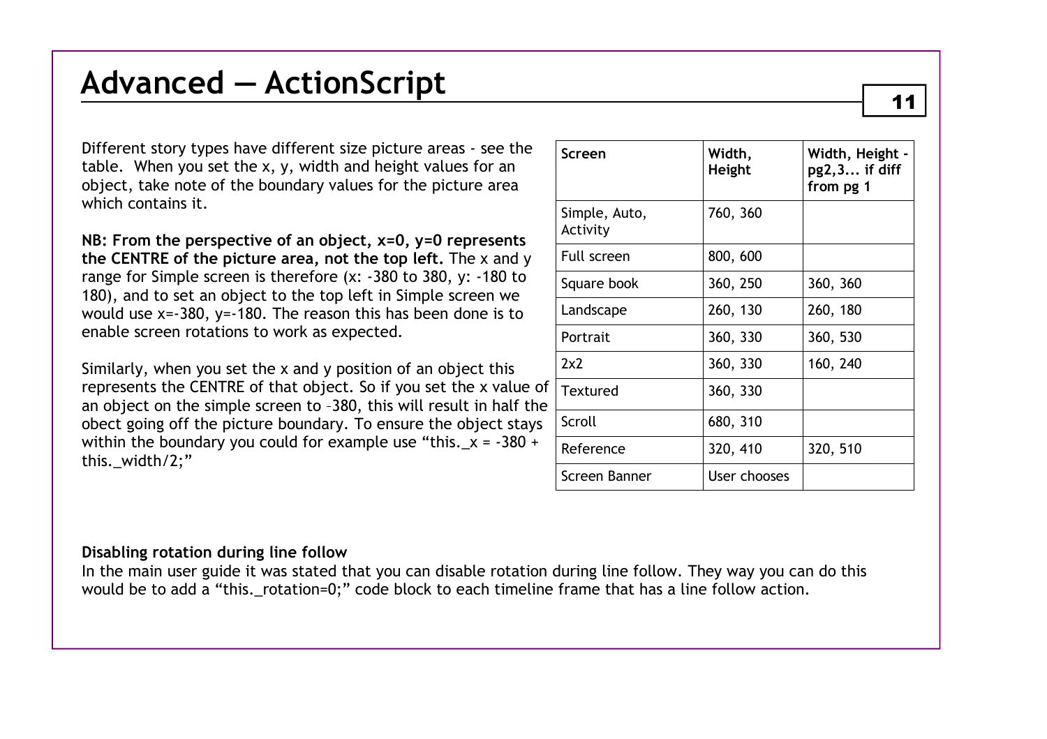# Advanced — ActionScript

Different story types have different size picture areas - see the table. When you set the x, y, width and height values for an object, take note of the boundary values for the picture area which contains it.

**NB: From the perspective of an object, x=0, y=0 represents the CENTRE of the picture area, not the top left.** The x and y range for Simple screen is therefore (x: -380 to 380, y: -180 to 180), and to set an object to the top left in Simple screen we would use x=-380, y=-180. The reason this has been done is to enable screen rotations to work as expected.

Similarly, when you set the x and y position of an object this represents the CENTRE of that object. So if you set the x value of an object on the simple screen to –380, this will result in half the obect going off the picture boundary. To ensure the object stays within the boundary you could for example use “this._x = -380 + this._width/2;”

| Screen | Width, Height | Width, Height - pg2,3... if diff from pg 1 |
|---|---|---|
| Simple, Auto, Activity | 760, 360 | |
| Full screen | 800, 600 | |
| Square book | 360, 250 | 360, 360 |
| Landscape | 260, 130 | 260, 180 |
| Portrait | 360, 330 | 360, 530 |
| 2x2 | 360, 330 | 160, 240 |
| Textured | 360, 330 | |
| Scroll | 680, 310 | |
| Reference | 320, 410 | 320, 510 |
| Screen Banner | User chooses | |

**Disabling rotation during line follow**

In the main user guide it was stated that you can disable rotation during line follow. They way you can do this would be to add a “this._rotation=0;” code block to each timeline frame that has a line follow action.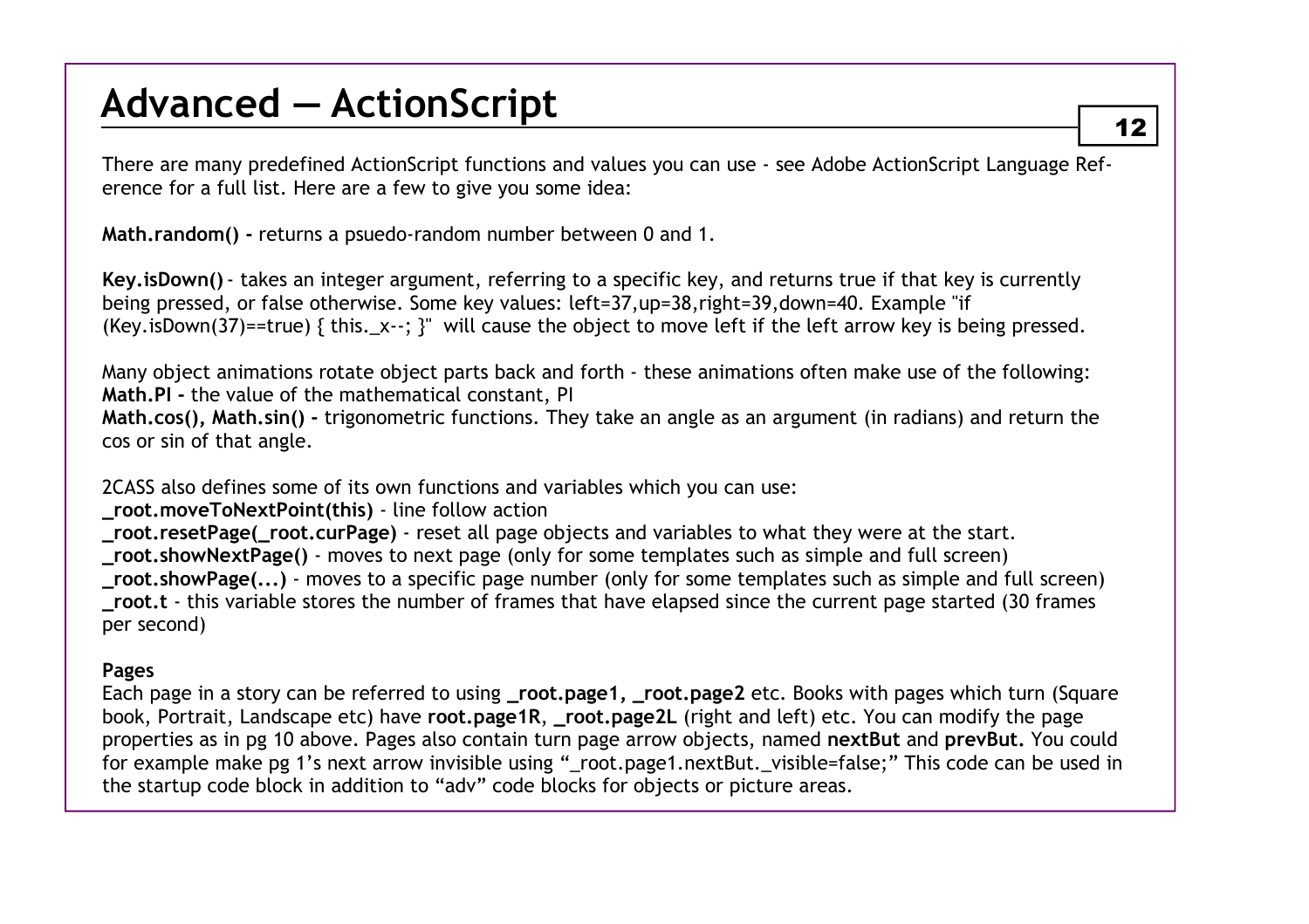# Advanced — ActionScript

There are many predefined ActionScript functions and values you can use - see Adobe ActionScript Language Reference for a full list. Here are a few to give you some idea:

**Math.random() -** returns a psuedo-random number between 0 and 1.

**Key.isDown()** - takes an integer argument, referring to a specific key, and returns true if that key is currently being pressed, or false otherwise. Some key values: left=37,up=38,right=39,down=40. Example "if (Key.isDown(37)==true) { this._x--; }" will cause the object to move left if the left arrow key is being pressed.

Many object animations rotate object parts back and forth - these animations often make use of the following:
**Math.PI -** the value of the mathematical constant, PI
**Math.cos(), Math.sin() -** trigonometric functions. They take an angle as an argument (in radians) and return the cos or sin of that angle.

2CASS also defines some of its own functions and variables which you can use:
**_root.moveToNextPoint(this)** - line follow action
**_root.resetPage(_root.curPage)** - reset all page objects and variables to what they were at the start.
**_root.showNextPage()** - moves to next page (only for some templates such as simple and full screen)
**_root.showPage(...)** - moves to a specific page number (only for some templates such as simple and full screen)
**_root.t** - this variable stores the number of frames that have elapsed since the current page started (30 frames per second)

**Pages**
Each page in a story can be referred to using **_root.page1, _root.page2** etc. Books with pages which turn (Square book, Portrait, Landscape etc) have **root.page1R**, **_root.page2L** (right and left) etc. You can modify the page properties as in pg 10 above. Pages also contain turn page arrow objects, named **nextBut** and **prevBut.** You could for example make pg 1's next arrow invisible using "_root.page1.nextBut._visible=false;" This code can be used in the startup code block in addition to "adv" code blocks for objects or picture areas.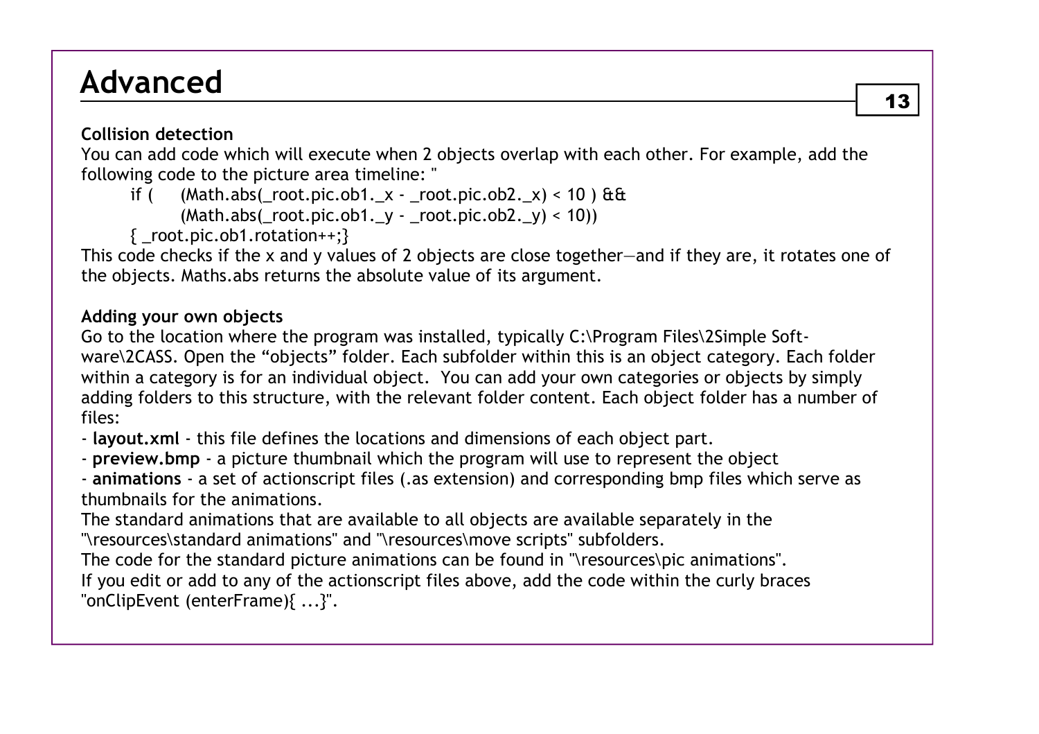# Advanced

### Collision detection

You can add code which will execute when 2 objects overlap with each other. For example, add the following code to the picture area timeline: "

```
if (    (Math.abs(_root.pic.ob1._x - _root.pic.ob2._x) < 10 ) &&
        (Math.abs(_root.pic.ob1._y - _root.pic.ob2._y) < 10))
{ _root.pic.ob1.rotation++;}
```

This code checks if the x and y values of 2 objects are close together—and if they are, it rotates one of the objects. Maths.abs returns the absolute value of its argument.

### Adding your own objects

Go to the location where the program was installed, typically C:\Program Files\2Simple Software\2CASS. Open the "objects" folder. Each subfolder within this is an object category. Each folder within a category is for an individual object. You can add your own categories or objects by simply adding folders to this structure, with the relevant folder content. Each object folder has a number of files:

- **layout.xml** - this file defines the locations and dimensions of each object part.
- **preview.bmp** - a picture thumbnail which the program will use to represent the object
- **animations** - a set of actionscript files (.as extension) and corresponding bmp files which serve as thumbnails for the animations.

The standard animations that are available to all objects are available separately in the "\resources\standard animations" and "\resources\move scripts" subfolders.

The code for the standard picture animations can be found in "\resources\pic animations".

If you edit or add to any of the actionscript files above, add the code within the curly braces "onClipEvent (enterFrame){ ...}".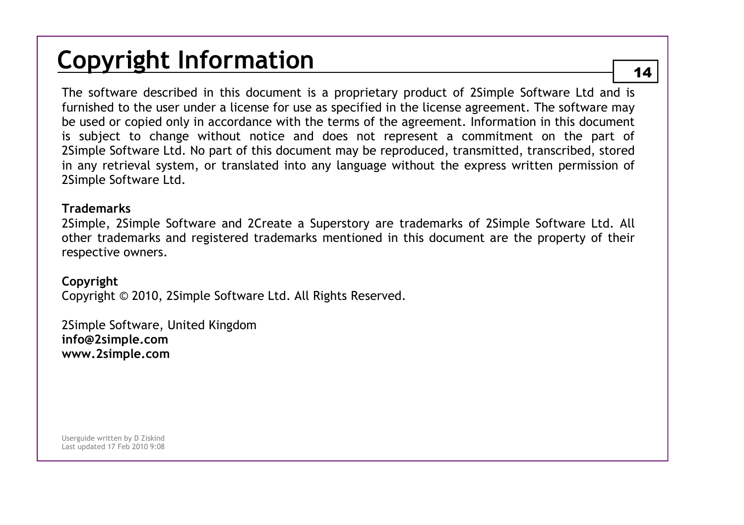# Copyright Information

The software described in this document is a proprietary product of 2Simple Software Ltd and is furnished to the user under a license for use as specified in the license agreement. The software may be used or copied only in accordance with the terms of the agreement. Information in this document is subject to change without notice and does not represent a commitment on the part of 2Simple Software Ltd. No part of this document may be reproduced, transmitted, transcribed, stored in any retrieval system, or translated into any language without the express written permission of 2Simple Software Ltd.

**Trademarks**
2Simple, 2Simple Software and 2Create a Superstory are trademarks of 2Simple Software Ltd. All other trademarks and registered trademarks mentioned in this document are the property of their respective owners.

**Copyright**
Copyright © 2010, 2Simple Software Ltd. All Rights Reserved.

2Simple Software, United Kingdom
**info@2simple.com**
**www.2simple.com**

Userguide written by D Ziskind
Last updated 17 Feb 2010 9:08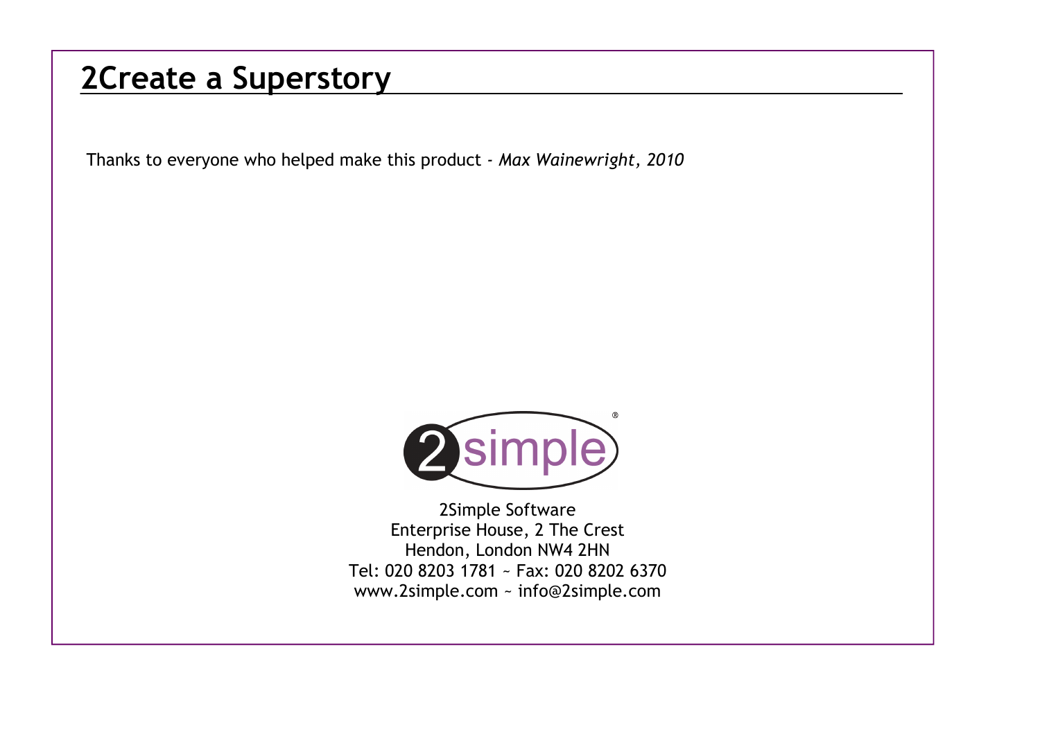## 2Create a Superstory

Thanks to everyone who helped make this product - *Max Wainewright, 2010*

2Simple Software
Enterprise House, 2 The Crest
Hendon, London NW4 2HN
Tel: 020 8203 1781 ~ Fax: 020 8202 6370
www.2simple.com ~ info@2simple.com